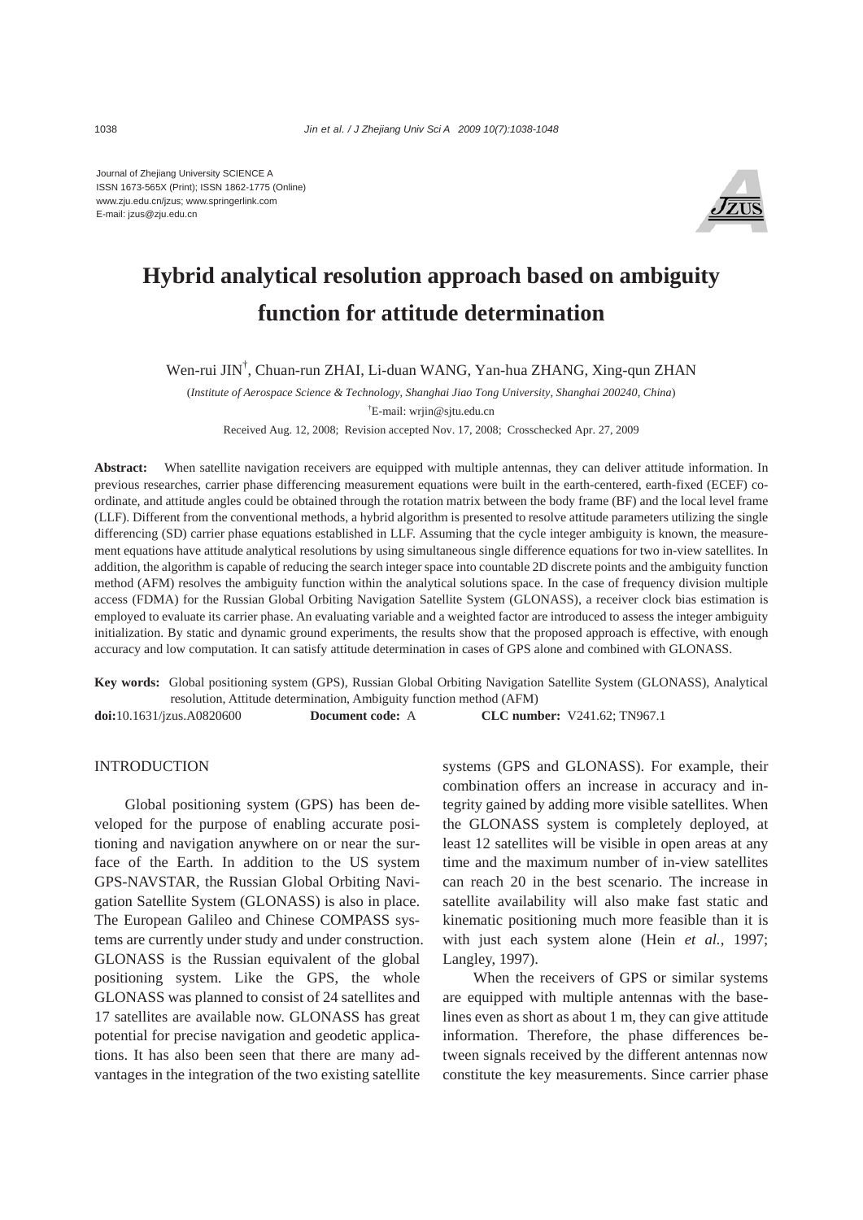Journal of Zhejiang University SCIENCE A
ISSN 1673-565X (Print); ISSN 1862-1775 (Online)
www.zju.edu.cn/jzus; www.springerlink.com
E-mail: jzus@zju.edu.cn

# Hybrid analytical resolution approach based on ambiguity function for attitude determination

Wen-rui JIN[†], Chuan-run ZHAI, Li-duan WANG, Yan-hua ZHANG, Xing-qun ZHAN

(*Institute of Aerospace Science & Technology, Shanghai Jiao Tong University, Shanghai 200240, China*)

[†]E-mail: wrjin@sjtu.edu.cn

Received Aug. 12, 2008; Revision accepted Nov. 17, 2008; Crosschecked Apr. 27, 2009

**Abstract:** When satellite navigation receivers are equipped with multiple antennas, they can deliver attitude information. In previous researches, carrier phase differencing measurement equations were built in the earth-centered, earth-fixed (ECEF) coordinate, and attitude angles could be obtained through the rotation matrix between the body frame (BF) and the local level frame (LLF). Different from the conventional methods, a hybrid algorithm is presented to resolve attitude parameters utilizing the single differencing (SD) carrier phase equations established in LLF. Assuming that the cycle integer ambiguity is known, the measurement equations have attitude analytical resolutions by using simultaneous single difference equations for two in-view satellites. In addition, the algorithm is capable of reducing the search integer space into countable 2D discrete points and the ambiguity function method (AFM) resolves the ambiguity function within the analytical solutions space. In the case of frequency division multiple access (FDMA) for the Russian Global Orbiting Navigation Satellite System (GLONASS), a receiver clock bias estimation is employed to evaluate its carrier phase. An evaluating variable and a weighted factor are introduced to assess the integer ambiguity initialization. By static and dynamic ground experiments, the results show that the proposed approach is effective, with enough accuracy and low computation. It can satisfy attitude determination in cases of GPS alone and combined with GLONASS.

**Key words:** Global positioning system (GPS), Russian Global Orbiting Navigation Satellite System (GLONASS), Analytical resolution, Attitude determination, Ambiguity function method (AFM)

**doi:**10.1631/jzus.A0820600 **Document code:** A **CLC number:** V241.62; TN967.1

## INTRODUCTION

Global positioning system (GPS) has been developed for the purpose of enabling accurate positioning and navigation anywhere on or near the surface of the Earth. In addition to the US system GPS-NAVSTAR, the Russian Global Orbiting Navigation Satellite System (GLONASS) is also in place. The European Galileo and Chinese COMPASS systems are currently under study and under construction. GLONASS is the Russian equivalent of the global positioning system. Like the GPS, the whole GLONASS was planned to consist of 24 satellites and 17 satellites are available now. GLONASS has great potential for precise navigation and geodetic applications. It has also been seen that there are many advantages in the integration of the two existing satellite systems (GPS and GLONASS). For example, their combination offers an increase in accuracy and integrity gained by adding more visible satellites. When the GLONASS system is completely deployed, at least 12 satellites will be visible in open areas at any time and the maximum number of in-view satellites can reach 20 in the best scenario. The increase in satellite availability will also make fast static and kinematic positioning much more feasible than it is with just each system alone (Hein *et al.*, 1997; Langley, 1997).

When the receivers of GPS or similar systems are equipped with multiple antennas with the baselines even as short as about 1 m, they can give attitude information. Therefore, the phase differences between signals received by the different antennas now constitute the key measurements. Since carrier phase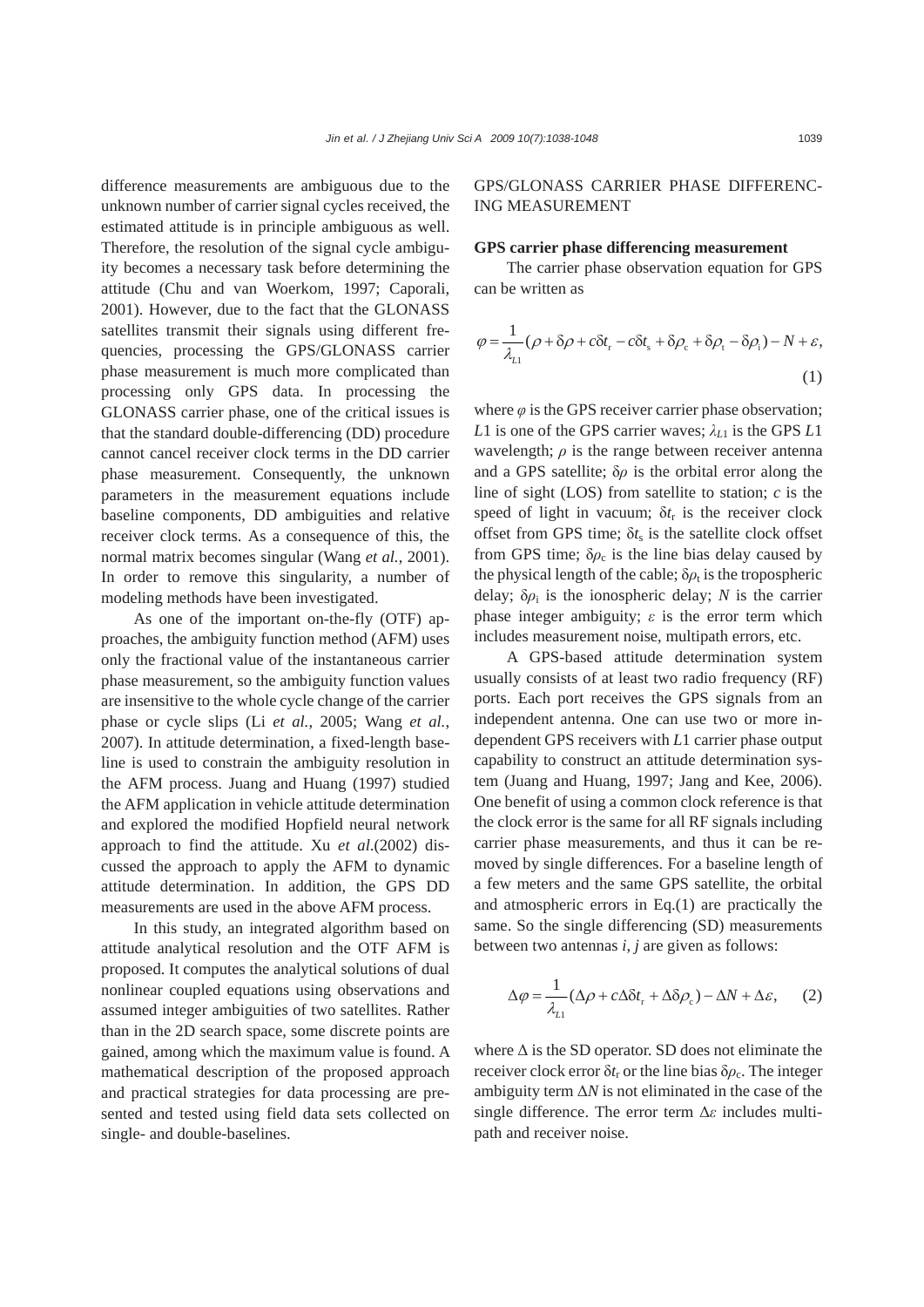difference measurements are ambiguous due to the unknown number of carrier signal cycles received, the estimated attitude is in principle ambiguous as well. Therefore, the resolution of the signal cycle ambiguity becomes a necessary task before determining the attitude (Chu and van Woerkom, 1997; Caporali, 2001). However, due to the fact that the GLONASS satellites transmit their signals using different frequencies, processing the GPS/GLONASS carrier phase measurement is much more complicated than processing only GPS data. In processing the GLONASS carrier phase, one of the critical issues is that the standard double-differencing (DD) procedure cannot cancel receiver clock terms in the DD carrier phase measurement. Consequently, the unknown parameters in the measurement equations include baseline components, DD ambiguities and relative receiver clock terms. As a consequence of this, the normal matrix becomes singular (Wang *et al.*, 2001). In order to remove this singularity, a number of modeling methods have been investigated.

As one of the important on-the-fly (OTF) approaches, the ambiguity function method (AFM) uses only the fractional value of the instantaneous carrier phase measurement, so the ambiguity function values are insensitive to the whole cycle change of the carrier phase or cycle slips (Li *et al.*, 2005; Wang *et al.*, 2007). In attitude determination, a fixed-length baseline is used to constrain the ambiguity resolution in the AFM process. Juang and Huang (1997) studied the AFM application in vehicle attitude determination and explored the modified Hopfield neural network approach to find the attitude. Xu *et al.*(2002) discussed the approach to apply the AFM to dynamic attitude determination. In addition, the GPS DD measurements are used in the above AFM process.

In this study, an integrated algorithm based on attitude analytical resolution and the OTF AFM is proposed. It computes the analytical solutions of dual nonlinear coupled equations using observations and assumed integer ambiguities of two satellites. Rather than in the 2D search space, some discrete points are gained, among which the maximum value is found. A mathematical description of the proposed approach and practical strategies for data processing are presented and tested using field data sets collected on single- and double-baselines.

## GPS/GLONASS CARRIER PHASE DIFFERENCING MEASUREMENT

### GPS carrier phase differencing measurement

The carrier phase observation equation for GPS can be written as

$$\varphi = \frac{1}{\lambda_{L1}}(\rho + \delta\rho + c\delta t_{\mathrm{r}} - c\delta t_{\mathrm{s}} + \delta\rho_{\mathrm{c}} + \delta\rho_{\mathrm{t}} - \delta\rho_{\mathrm{i}}) - N + \varepsilon, \tag{1}$$

where $\varphi$ is the GPS receiver carrier phase observation; $L1$ is one of the GPS carrier waves; $\lambda_{L1}$ is the GPS $L1$ wavelength; $\rho$ is the range between receiver antenna and a GPS satellite; $\delta\rho$ is the orbital error along the line of sight (LOS) from satellite to station; $c$ is the speed of light in vacuum; $\delta t_{\mathrm{r}}$ is the receiver clock offset from GPS time; $\delta t_{\mathrm{s}}$ is the satellite clock offset from GPS time; $\delta\rho_{\mathrm{c}}$ is the line bias delay caused by the physical length of the cable; $\delta\rho_{\mathrm{t}}$ is the tropospheric delay; $\delta\rho_{\mathrm{i}}$ is the ionospheric delay; $N$ is the carrier phase integer ambiguity; $\varepsilon$ is the error term which includes measurement noise, multipath errors, etc.

A GPS-based attitude determination system usually consists of at least two radio frequency (RF) ports. Each port receives the GPS signals from an independent antenna. One can use two or more independent GPS receivers with $L1$ carrier phase output capability to construct an attitude determination system (Juang and Huang, 1997; Jang and Kee, 2006). One benefit of using a common clock reference is that the clock error is the same for all RF signals including carrier phase measurements, and thus it can be removed by single differences. For a baseline length of a few meters and the same GPS satellite, the orbital and atmospheric errors in Eq.(1) are practically the same. So the single differencing (SD) measurements between two antennas $i$, $j$ are given as follows:

$$\Delta\varphi = \frac{1}{\lambda_{L1}}(\Delta\rho + c\Delta\delta t_{\mathrm{r}} + \Delta\delta\rho_{\mathrm{c}}) - \Delta N + \Delta\varepsilon, \tag{2}$$

where $\Delta$ is the SD operator. SD does not eliminate the receiver clock error $\delta t_{\mathrm{r}}$ or the line bias $\delta\rho_{\mathrm{c}}$. The integer ambiguity term $\Delta N$ is not eliminated in the case of the single difference. The error term $\Delta\varepsilon$ includes multipath and receiver noise.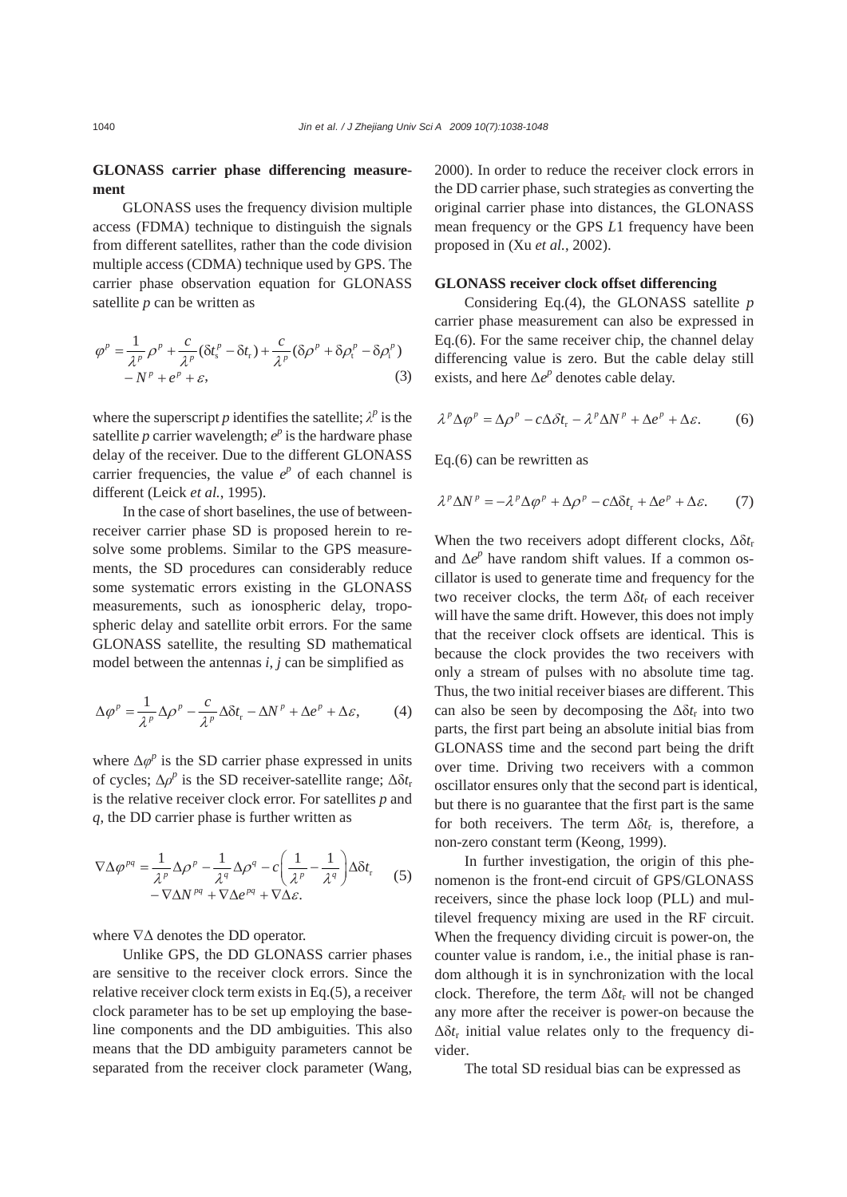## GLONASS carrier phase differencing measurement

GLONASS uses the frequency division multiple access (FDMA) technique to distinguish the signals from different satellites, rather than the code division multiple access (CDMA) technique used by GPS. The carrier phase observation equation for GLONASS satellite $p$ can be written as

$$\varphi^p = \frac{1}{\lambda^p}\rho^p + \frac{c}{\lambda^p}(\delta t_s^p - \delta t_r) + \frac{c}{\lambda^p}(\delta\rho^p + \delta\rho_t^p - \delta\rho_i^p) - N^p + e^p + \varepsilon, \tag{3}$$

where the superscript $p$ identifies the satellite; $\lambda^p$ is the satellite $p$ carrier wavelength; $e^p$ is the hardware phase delay of the receiver. Due to the different GLONASS carrier frequencies, the value $e^p$ of each channel is different (Leick *et al.*, 1995).

In the case of short baselines, the use of between-receiver carrier phase SD is proposed herein to resolve some problems. Similar to the GPS measurements, the SD procedures can considerably reduce some systematic errors existing in the GLONASS measurements, such as ionospheric delay, tropospheric delay and satellite orbit errors. For the same GLONASS satellite, the resulting SD mathematical model between the antennas $i$, $j$ can be simplified as

$$\Delta\varphi^p = \frac{1}{\lambda^p}\Delta\rho^p - \frac{c}{\lambda^p}\Delta\delta t_r - \Delta N^p + \Delta e^p + \Delta\varepsilon, \tag{4}$$

where $\Delta\varphi^p$ is the SD carrier phase expressed in units of cycles; $\Delta\rho^p$ is the SD receiver-satellite range; $\Delta\delta t_r$ is the relative receiver clock error. For satellites $p$ and $q$, the DD carrier phase is further written as

$$\nabla\Delta\varphi^{pq} = \frac{1}{\lambda^p}\Delta\rho^p - \frac{1}{\lambda^q}\Delta\rho^q - c\left(\frac{1}{\lambda^p} - \frac{1}{\lambda^q}\right)\Delta\delta t_r - \nabla\Delta N^{pq} + \nabla\Delta e^{pq} + \nabla\Delta\varepsilon. \tag{5}$$

where $\nabla\Delta$ denotes the DD operator.

Unlike GPS, the DD GLONASS carrier phases are sensitive to the receiver clock errors. Since the relative receiver clock term exists in Eq.(5), a receiver clock parameter has to be set up employing the baseline components and the DD ambiguities. This also means that the DD ambiguity parameters cannot be separated from the receiver clock parameter (Wang, 2000). In order to reduce the receiver clock errors in the DD carrier phase, such strategies as converting the original carrier phase into distances, the GLONASS mean frequency or the GPS $L1$ frequency have been proposed in (Xu *et al.*, 2002).

## GLONASS receiver clock offset differencing

Considering Eq.(4), the GLONASS satellite $p$ carrier phase measurement can also be expressed in Eq.(6). For the same receiver chip, the channel delay differencing value is zero. But the cable delay still exists, and here $\Delta e^p$ denotes cable delay.

$$\lambda^p\Delta\varphi^p = \Delta\rho^p - c\Delta\delta t_r - \lambda^p\Delta N^p + \Delta e^p + \Delta\varepsilon. \tag{6}$$

Eq.(6) can be rewritten as

$$\lambda^p\Delta N^p = -\lambda^p\Delta\varphi^p + \Delta\rho^p - c\Delta\delta t_r + \Delta e^p + \Delta\varepsilon. \tag{7}$$

When the two receivers adopt different clocks, $\Delta\delta t_r$ and $\Delta e^p$ have random shift values. If a common oscillator is used to generate time and frequency for the two receiver clocks, the term $\Delta\delta t_r$ of each receiver will have the same drift. However, this does not imply that the receiver clock offsets are identical. This is because the clock provides the two receivers with only a stream of pulses with no absolute time tag. Thus, the two initial receiver biases are different. This can also be seen by decomposing the $\Delta\delta t_r$ into two parts, the first part being an absolute initial bias from GLONASS time and the second part being the drift over time. Driving two receivers with a common oscillator ensures only that the second part is identical, but there is no guarantee that the first part is the same for both receivers. The term $\Delta\delta t_r$ is, therefore, a non-zero constant term (Keong, 1999).

In further investigation, the origin of this phenomenon is the front-end circuit of GPS/GLONASS receivers, since the phase lock loop (PLL) and multilevel frequency mixing are used in the RF circuit. When the frequency dividing circuit is power-on, the counter value is random, i.e., the initial phase is random although it is in synchronization with the local clock. Therefore, the term $\Delta\delta t_r$ will not be changed any more after the receiver is power-on because the $\Delta\delta t_r$ initial value relates only to the frequency divider.

The total SD residual bias can be expressed as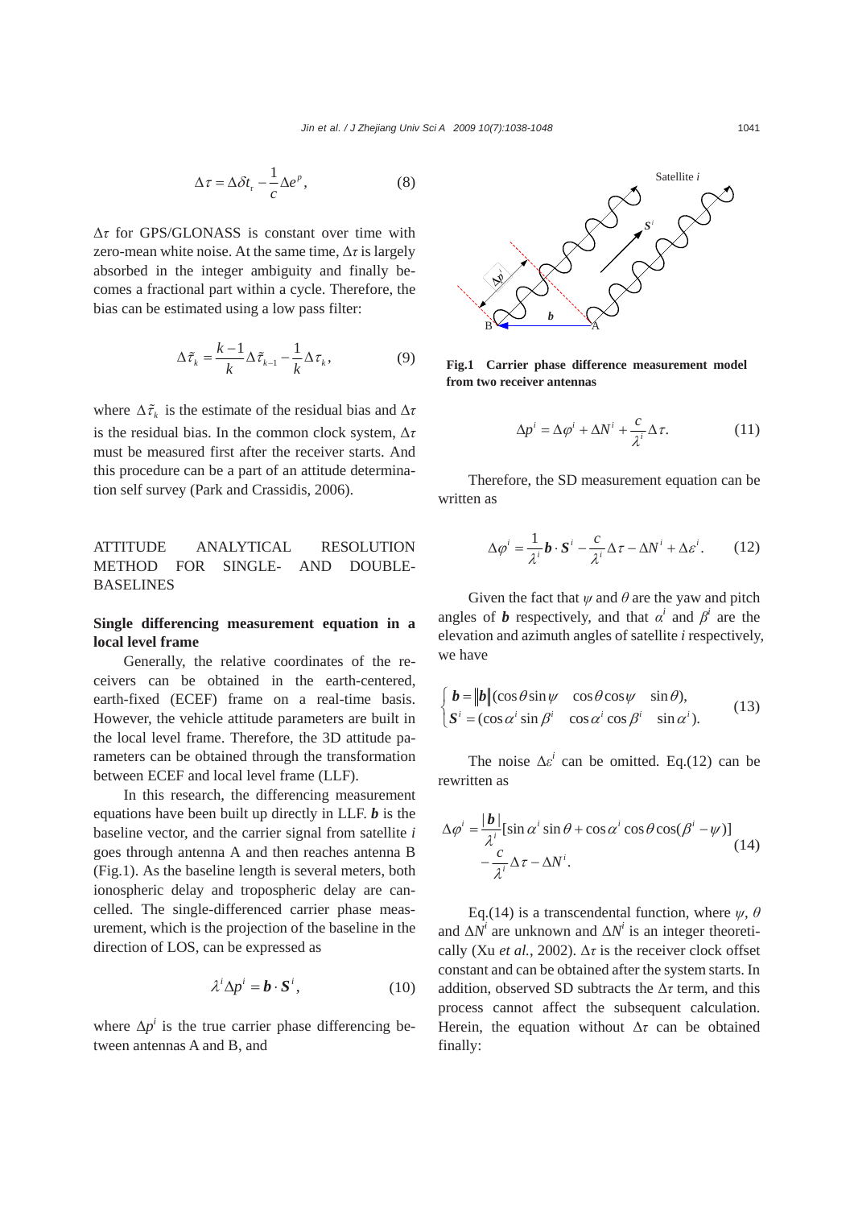$$\Delta\tau = \Delta\delta t_{\mathrm{r}} - \frac{1}{c}\Delta e^{p}, \tag{8}$$

$\Delta\tau$ for GPS/GLONASS is constant over time with zero-mean white noise. At the same time, $\Delta\tau$ is largely absorbed in the integer ambiguity and finally becomes a fractional part within a cycle. Therefore, the bias can be estimated using a low pass filter:

$$\Delta\tilde{\tau}_k = \frac{k-1}{k}\Delta\tilde{\tau}_{k-1} - \frac{1}{k}\Delta\tau_k, \tag{9}$$

where $\Delta\tilde{\tau}_k$ is the estimate of the residual bias and $\Delta\tau$ is the residual bias. In the common clock system, $\Delta\tau$ must be measured first after the receiver starts. And this procedure can be a part of an attitude determination self survey (Park and Crassidis, 2006).

## ATTITUDE ANALYTICAL RESOLUTION METHOD FOR SINGLE- AND DOUBLE-BASELINES

### Single differencing measurement equation in a local level frame

Generally, the relative coordinates of the receivers can be obtained in the earth-centered, earth-fixed (ECEF) frame on a real-time basis. However, the vehicle attitude parameters are built in the local level frame. Therefore, the 3D attitude parameters can be obtained through the transformation between ECEF and local level frame (LLF).

In this research, the differencing measurement equations have been built up directly in LLF. $\boldsymbol{b}$ is the baseline vector, and the carrier signal from satellite $i$ goes through antenna A and then reaches antenna B (Fig.1). As the baseline length is several meters, both ionospheric delay and tropospheric delay are cancelled. The single-differenced carrier phase measurement, which is the projection of the baseline in the direction of LOS, can be expressed as

$$\lambda^i \Delta p^i = \boldsymbol{b}\cdot\boldsymbol{S}^i, \tag{10}$$

where $\Delta p^i$ is the true carrier phase differencing between antennas A and B, and

**Fig.1 Carrier phase difference measurement model from two receiver antennas**

$$\Delta p^i = \Delta\varphi^i + \Delta N^i + \frac{c}{\lambda^i}\Delta\tau. \tag{11}$$

Therefore, the SD measurement equation can be written as

$$\Delta\varphi^i = \frac{1}{\lambda^i}\boldsymbol{b}\cdot\boldsymbol{S}^i - \frac{c}{\lambda^i}\Delta\tau - \Delta N^i + \Delta\varepsilon^i. \tag{12}$$

Given the fact that $\psi$ and $\theta$ are the yaw and pitch angles of $\boldsymbol{b}$ respectively, and that $\alpha^i$ and $\beta^i$ are the elevation and azimuth angles of satellite $i$ respectively, we have

$$\begin{cases} \boldsymbol{b} = \|\boldsymbol{b}\|(\cos\theta\sin\psi \quad \cos\theta\cos\psi \quad \sin\theta), \\ \boldsymbol{S}^i = (\cos\alpha^i\sin\beta^i \quad \cos\alpha^i\cos\beta^i \quad \sin\alpha^i). \end{cases} \tag{13}$$

The noise $\Delta\varepsilon^i$ can be omitted. Eq.(12) can be rewritten as

$$\begin{aligned} \Delta\varphi^i = {} & \frac{|\boldsymbol{b}|}{\lambda^i}[\sin\alpha^i\sin\theta + \cos\alpha^i\cos\theta\cos(\beta^i - \psi)] \\ & - \frac{c}{\lambda^i}\Delta\tau - \Delta N^i. \end{aligned} \tag{14}$$

Eq.(14) is a transcendental function, where $\psi$, $\theta$ and $\Delta N^i$ are unknown and $\Delta N^i$ is an integer theoretically (Xu *et al.*, 2002). $\Delta\tau$ is the receiver clock offset constant and can be obtained after the system starts. In addition, observed SD subtracts the $\Delta\tau$ term, and this process cannot affect the subsequent calculation. Herein, the equation without $\Delta\tau$ can be obtained finally: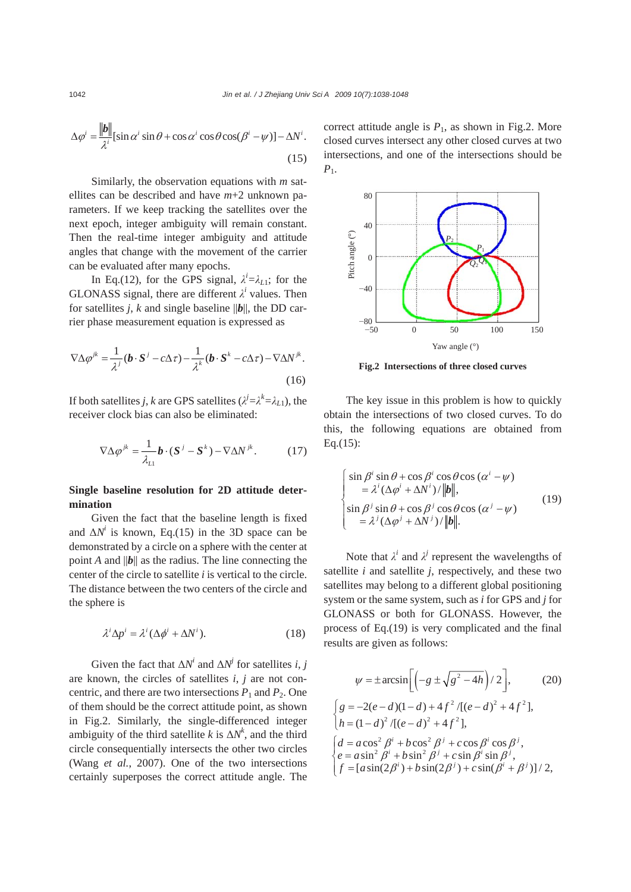$$\Delta\varphi^i = \frac{\|\boldsymbol{b}\|}{\lambda^i}[\sin\alpha^i \sin\theta + \cos\alpha^i \cos\theta\cos(\beta^i - \psi)] - \Delta N^i. \tag{15}$$

Similarly, the observation equations with $m$ satellites can be described and have $m$+2 unknown parameters. If we keep tracking the satellites over the next epoch, integer ambiguity will remain constant. Then the real-time integer ambiguity and attitude angles that change with the movement of the carrier can be evaluated after many epochs.

In Eq.(12), for the GPS signal, $\lambda^i=\lambda_{L1}$; for the GLONASS signal, there are different $\lambda^i$ values. Then for satellites $j$, $k$ and single baseline $\|\boldsymbol{b}\|$, the DD carrier phase measurement equation is expressed as

$$\nabla\Delta\varphi^{jk} = \frac{1}{\lambda^j}(\boldsymbol{b}\cdot\boldsymbol{S}^j - c\Delta\tau) - \frac{1}{\lambda^k}(\boldsymbol{b}\cdot\boldsymbol{S}^k - c\Delta\tau) - \nabla\Delta N^{jk}. \tag{16}$$

If both satellites $j$, $k$ are GPS satellites ($\lambda^j=\lambda^k=\lambda_{L1}$), the receiver clock bias can also be eliminated:

$$\nabla\Delta\varphi^{jk} = \frac{1}{\lambda_{L1}}\boldsymbol{b}\cdot(\boldsymbol{S}^j - \boldsymbol{S}^k) - \nabla\Delta N^{jk}. \tag{17}$$

**Single baseline resolution for 2D attitude determination**

Given the fact that the baseline length is fixed and $\Delta N^i$ is known, Eq.(15) in the 3D space can be demonstrated by a circle on a sphere with the center at point $A$ and $\|\boldsymbol{b}\|$ as the radius. The line connecting the center of the circle to satellite $i$ is vertical to the circle. The distance between the two centers of the circle and the sphere is

$$\lambda^i\Delta p^i = \lambda^i(\Delta\phi^i + \Delta N^i). \tag{18}$$

Given the fact that $\Delta N^i$ and $\Delta N^j$ for satellites $i$, $j$ are known, the circles of satellites $i$, $j$ are not concentric, and there are two intersections $P_1$ and $P_2$. One of them should be the correct attitude point, as shown in Fig.2. Similarly, the single-differenced integer ambiguity of the third satellite $k$ is $\Delta N^k$, and the third circle consequentially intersects the other two circles (Wang *et al.*, 2007). One of the two intersections certainly superposes the correct attitude angle. The correct attitude angle is $P_1$, as shown in Fig.2. More closed curves intersect any other closed curves at two intersections, and one of the intersections should be $P_1$.

**Fig.2 Intersections of three closed curves**

The key issue in this problem is how to quickly obtain the intersections of two closed curves. To do this, the following equations are obtained from Eq.(15):

$$\begin{cases} \sin\beta^i\sin\theta + \cos\beta^i\cos\theta\cos(\alpha^i - \psi) \\ \quad = \lambda^i(\Delta\varphi^i + \Delta N^i)/\|\boldsymbol{b}\|, \\ \sin\beta^j\sin\theta + \cos\beta^j\cos\theta\cos(\alpha^j - \psi) \\ \quad = \lambda^j(\Delta\varphi^j + \Delta N^j)/\|\boldsymbol{b}\|. \end{cases} \tag{19}$$

Note that $\lambda^i$ and $\lambda^j$ represent the wavelengths of satellite $i$ and satellite $j$, respectively, and these two satellites may belong to a different global positioning system or the same system, such as $i$ for GPS and $j$ for GLONASS or both for GLONASS. However, the process of Eq.(19) is very complicated and the final results are given as follows:

$$\psi = \pm\arcsin\left[\left(-g \pm \sqrt{g^2 - 4h}\right)/2\right], \tag{20}$$

$$\begin{cases} g = -2(e-d)(1-d) + 4f^2/[(e-d)^2 + 4f^2], \\ h = (1-d)^2/[(e-d)^2 + 4f^2], \end{cases}$$

$$\begin{cases} d = a\cos^2\beta^i + b\cos^2\beta^j + c\cos\beta^i\cos\beta^j, \\ e = a\sin^2\beta^i + b\sin^2\beta^j + c\sin\beta^i\sin\beta^j, \\ f = [a\sin(2\beta^i) + b\sin(2\beta^j) + c\sin(\beta^i + \beta^j)]/2, \end{cases}$$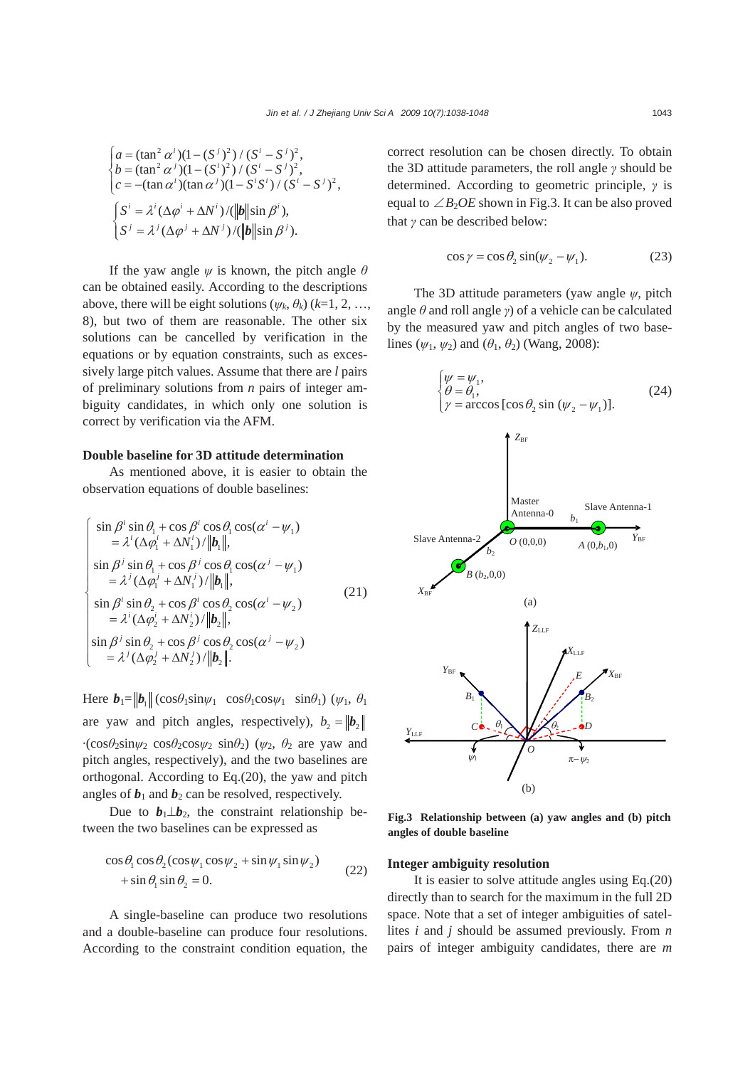$$\begin{cases} a = (\tan^2 \alpha^i)(1-(S^j)^2)/(S^i - S^j)^2, \\ b = (\tan^2 \alpha^j)(1-(S^i)^2)/(S^i - S^j)^2, \\ c = -(\tan \alpha^i)(\tan \alpha^j)(1 - S^i S^i)/(S^i - S^j)^2, \end{cases}$$

$$\begin{cases} S^i = \lambda^i (\Delta\varphi^i + \Delta N^i)/(\|\boldsymbol{b}\| \sin \beta^i), \\ S^j = \lambda^j (\Delta\varphi^j + \Delta N^j)/(\|\boldsymbol{b}\| \sin \beta^j). \end{cases}$$

If the yaw angle $\psi$ is known, the pitch angle $\theta$ can be obtained easily. According to the descriptions above, there will be eight solutions ($\psi_k$, $\theta_k$) ($k$=1, 2, …, 8), but two of them are reasonable. The other six solutions can be cancelled by verification in the equations or by equation constraints, such as excessively large pitch values. Assume that there are $l$ pairs of preliminary solutions from $n$ pairs of integer ambiguity candidates, in which only one solution is correct by verification via the AFM.

**Double baseline for 3D attitude determination**

As mentioned above, it is easier to obtain the observation equations of double baselines:

$$\begin{cases} \sin\beta^i \sin\theta_1 + \cos\beta^i \cos\theta_1 \cos(\alpha^i - \psi_1) \\ \quad = \lambda^i (\Delta\varphi_1^i + \Delta N_1^i)/\|\boldsymbol{b}_1\|, \\ \sin\beta^j \sin\theta_1 + \cos\beta^j \cos\theta_1 \cos(\alpha^j - \psi_1) \\ \quad = \lambda^j (\Delta\varphi_1^j + \Delta N_1^j)/\|\boldsymbol{b}_1\|, \\ \sin\beta^i \sin\theta_2 + \cos\beta^i \cos\theta_2 \cos(\alpha^i - \psi_2) \\ \quad = \lambda^i (\Delta\varphi_2^i + \Delta N_2^i)/\|\boldsymbol{b}_2\|, \\ \sin\beta^j \sin\theta_2 + \cos\beta^j \cos\theta_2 \cos(\alpha^j - \psi_2) \\ \quad = \lambda^j (\Delta\varphi_2^j + \Delta N_2^j)/\|\boldsymbol{b}_2\|. \end{cases} \tag{21}$$

Here $\boldsymbol{b}_1 = \|\boldsymbol{b}_1\|$ $(\cos\theta_1 \sin\psi_1 \;\; \cos\theta_1 \cos\psi_1 \;\; \sin\theta_1)$ ($\psi_1$, $\theta_1$ are yaw and pitch angles, respectively), $b_2 = \|\boldsymbol{b}_2\|$ $\cdot(\cos\theta_2 \sin\psi_2 \;\; \cos\theta_2 \cos\psi_2 \;\; \sin\theta_2)$ ($\psi_2$, $\theta_2$ are yaw and pitch angles, respectively), and the two baselines are orthogonal. According to Eq.(20), the yaw and pitch angles of $\boldsymbol{b}_1$ and $\boldsymbol{b}_2$ can be resolved, respectively.

Due to $\boldsymbol{b}_1 \perp \boldsymbol{b}_2$, the constraint relationship between the two baselines can be expressed as

$$\cos\theta_1 \cos\theta_2 (\cos\psi_1 \cos\psi_2 + \sin\psi_1 \sin\psi_2) + \sin\theta_1 \sin\theta_2 = 0. \tag{22}$$

A single-baseline can produce two resolutions and a double-baseline can produce four resolutions. According to the constraint condition equation, the correct resolution can be chosen directly. To obtain the 3D attitude parameters, the roll angle $\gamma$ should be determined. According to geometric principle, $\gamma$ is equal to $\angle B_2OE$ shown in Fig.3. It can be also proved that $\gamma$ can be described below:

$$\cos\gamma = \cos\theta_2 \sin(\psi_2 - \psi_1). \tag{23}$$

The 3D attitude parameters (yaw angle $\psi$, pitch angle $\theta$ and roll angle $\gamma$) of a vehicle can be calculated by the measured yaw and pitch angles of two baselines ($\psi_1$, $\psi_2$) and ($\theta_1$, $\theta_2$) (Wang, 2008):

$$\begin{cases} \psi = \psi_1, \\ \theta = \theta_1, \\ \gamma = \arccos[\cos\theta_2 \sin(\psi_2 - \psi_1)]. \end{cases} \tag{24}$$

**Fig.3 Relationship between (a) yaw angles and (b) pitch angles of double baseline**

**Integer ambiguity resolution**

It is easier to solve attitude angles using Eq.(20) directly than to search for the maximum in the full 2D space. Note that a set of integer ambiguities of satellites $i$ and $j$ should be assumed previously. From $n$ pairs of integer ambiguity candidates, there are $m$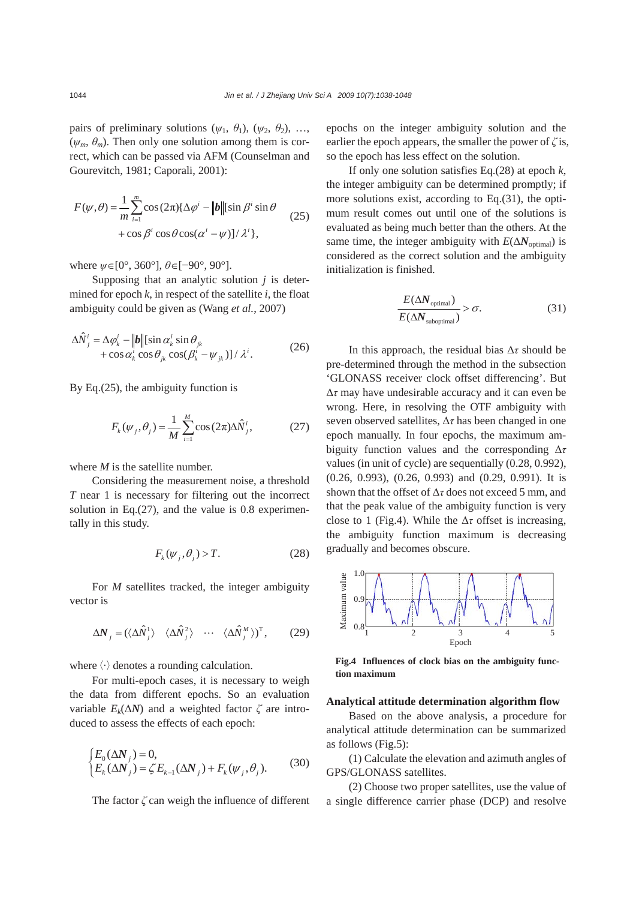pairs of preliminary solutions ($\psi_1$, $\theta_1$), ($\psi_2$, $\theta_2$), …, ($\psi_m$, $\theta_m$). Then only one solution among them is correct, which can be passed via AFM (Counselman and Gourevitch, 1981; Caporali, 2001):

$$F(\psi,\theta)=\frac{1}{m}\sum_{i=1}^{m}\cos(2\pi)\{\Delta\varphi^i-\|\boldsymbol{b}\|[\sin\beta^i\sin\theta+\cos\beta^i\cos\theta\cos(\alpha^i-\psi)]/\lambda^i\}, \tag{25}$$

where $\psi\in[0°, 360°]$, $\theta\in[-90°, 90°]$.

Supposing that an analytic solution $j$ is determined for epoch $k$, in respect of the satellite $i$, the float ambiguity could be given as (Wang *et al.*, 2007)

$$\Delta\hat{N}_j^i=\Delta\varphi_k^i-\|\boldsymbol{b}\|[\sin\alpha_k^i\sin\theta_{jk}+\cos\alpha_k^i\cos\theta_{jk}\cos(\beta_k^i-\psi_{jk})]/\lambda^i. \tag{26}$$

By Eq.(25), the ambiguity function is

$$F_k(\psi_j,\theta_j)=\frac{1}{M}\sum_{i=1}^{M}\cos(2\pi)\Delta\hat{N}_j^i, \tag{27}$$

where $M$ is the satellite number.

Considering the measurement noise, a threshold $T$ near 1 is necessary for filtering out the incorrect solution in Eq.(27), and the value is 0.8 experimentally in this study.

$$F_k(\psi_j,\theta_j)>T. \tag{28}$$

For $M$ satellites tracked, the integer ambiguity vector is

$$\Delta\boldsymbol{N}_j=(\langle\Delta\hat{N}_j^1\rangle \quad \langle\Delta\hat{N}_j^2\rangle \quad \cdots \quad \langle\Delta\hat{N}_j^M\rangle)^{\mathrm{T}}, \tag{29}$$

where $\langle\cdot\rangle$ denotes a rounding calculation.

For multi-epoch cases, it is necessary to weigh the data from different epochs. So an evaluation variable $E_k(\Delta\boldsymbol{N})$ and a weighted factor $\zeta$ are introduced to assess the effects of each epoch:

$$\begin{cases}E_0(\Delta\boldsymbol{N}_j)=0,\\ E_k(\Delta\boldsymbol{N}_j)=\zeta E_{k-1}(\Delta\boldsymbol{N}_j)+F_k(\psi_j,\theta_j).\end{cases} \tag{30}$$

The factor $\zeta$ can weigh the influence of different epochs on the integer ambiguity solution and the earlier the epoch appears, the smaller the power of $\zeta$ is, so the epoch has less effect on the solution.

If only one solution satisfies Eq.(28) at epoch $k$, the integer ambiguity can be determined promptly; if more solutions exist, according to Eq.(31), the optimum result comes out until one of the solutions is evaluated as being much better than the others. At the same time, the integer ambiguity with $E(\Delta\boldsymbol{N}_{\text{optimal}})$ is considered as the correct solution and the ambiguity initialization is finished.

$$\frac{E(\Delta\boldsymbol{N}_{\text{optimal}})}{E(\Delta\boldsymbol{N}_{\text{suboptimal}})}>\sigma. \tag{31}$$

In this approach, the residual bias $\Delta\tau$ should be pre-determined through the method in the subsection 'GLONASS receiver clock offset differencing'. But $\Delta\tau$ may have undesirable accuracy and it can even be wrong. Here, in resolving the OTF ambiguity with seven observed satellites, $\Delta\tau$ has been changed in one epoch manually. In four epochs, the maximum ambiguity function values and the corresponding $\Delta\tau$ values (in unit of cycle) are sequentially (0.28, 0.992), (0.26, 0.993), (0.26, 0.993) and (0.29, 0.991). It is shown that the offset of $\Delta\tau$ does not exceed 5 mm, and that the peak value of the ambiguity function is very close to 1 (Fig.4). While the $\Delta\tau$ offset is increasing, the ambiguity function maximum is decreasing gradually and becomes obscure.

**Fig.4 Influences of clock bias on the ambiguity function maximum**

### Analytical attitude determination algorithm flow

Based on the above analysis, a procedure for analytical attitude determination can be summarized as follows (Fig.5):

(1) Calculate the elevation and azimuth angles of GPS/GLONASS satellites.

(2) Choose two proper satellites, use the value of a single difference carrier phase (DCP) and resolve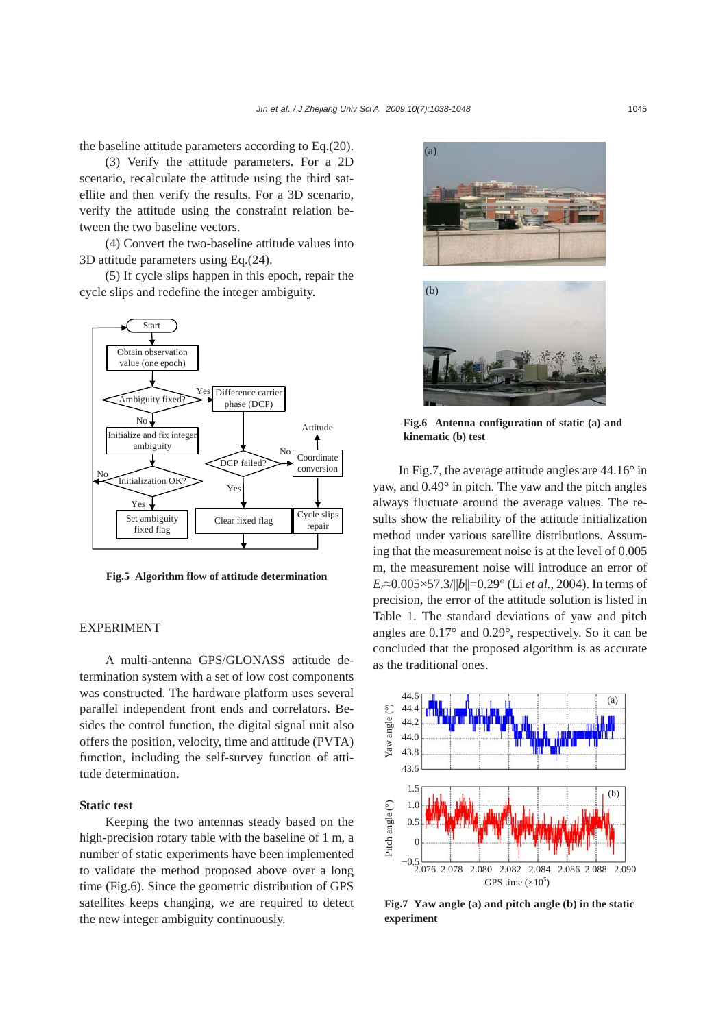the baseline attitude parameters according to Eq.(20).

(3) Verify the attitude parameters. For a 2D scenario, recalculate the attitude using the third satellite and then verify the results. For a 3D scenario, verify the attitude using the constraint relation between the two baseline vectors.

(4) Convert the two-baseline attitude values into 3D attitude parameters using Eq.(24).

(5) If cycle slips happen in this epoch, repair the cycle slips and redefine the integer ambiguity.

**Fig.5 Algorithm flow of attitude determination**

## EXPERIMENT

A multi-antenna GPS/GLONASS attitude determination system with a set of low cost components was constructed. The hardware platform uses several parallel independent front ends and correlators. Besides the control function, the digital signal unit also offers the position, velocity, time and attitude (PVTA) function, including the self-survey function of attitude determination.

### Static test

Keeping the two antennas steady based on the high-precision rotary table with the baseline of 1 m, a number of static experiments have been implemented to validate the method proposed above over a long time (Fig.6). Since the geometric distribution of GPS satellites keeps changing, we are required to detect the new integer ambiguity continuously.

**Fig.6 Antenna configuration of static (a) and kinematic (b) test**

In Fig.7, the average attitude angles are 44.16° in yaw, and 0.49° in pitch. The yaw and the pitch angles always fluctuate around the average values. The results show the reliability of the attitude initialization method under various satellite distributions. Assuming that the measurement noise is at the level of 0.005 m, the measurement noise will introduce an error of $E_r$≈0.005×57.3/||$\boldsymbol{b}$||=0.29° (Li *et al.*, 2004). In terms of precision, the error of the attitude solution is listed in Table 1. The standard deviations of yaw and pitch angles are 0.17° and 0.29°, respectively. So it can be concluded that the proposed algorithm is as accurate as the traditional ones.

**Fig.7 Yaw angle (a) and pitch angle (b) in the static experiment**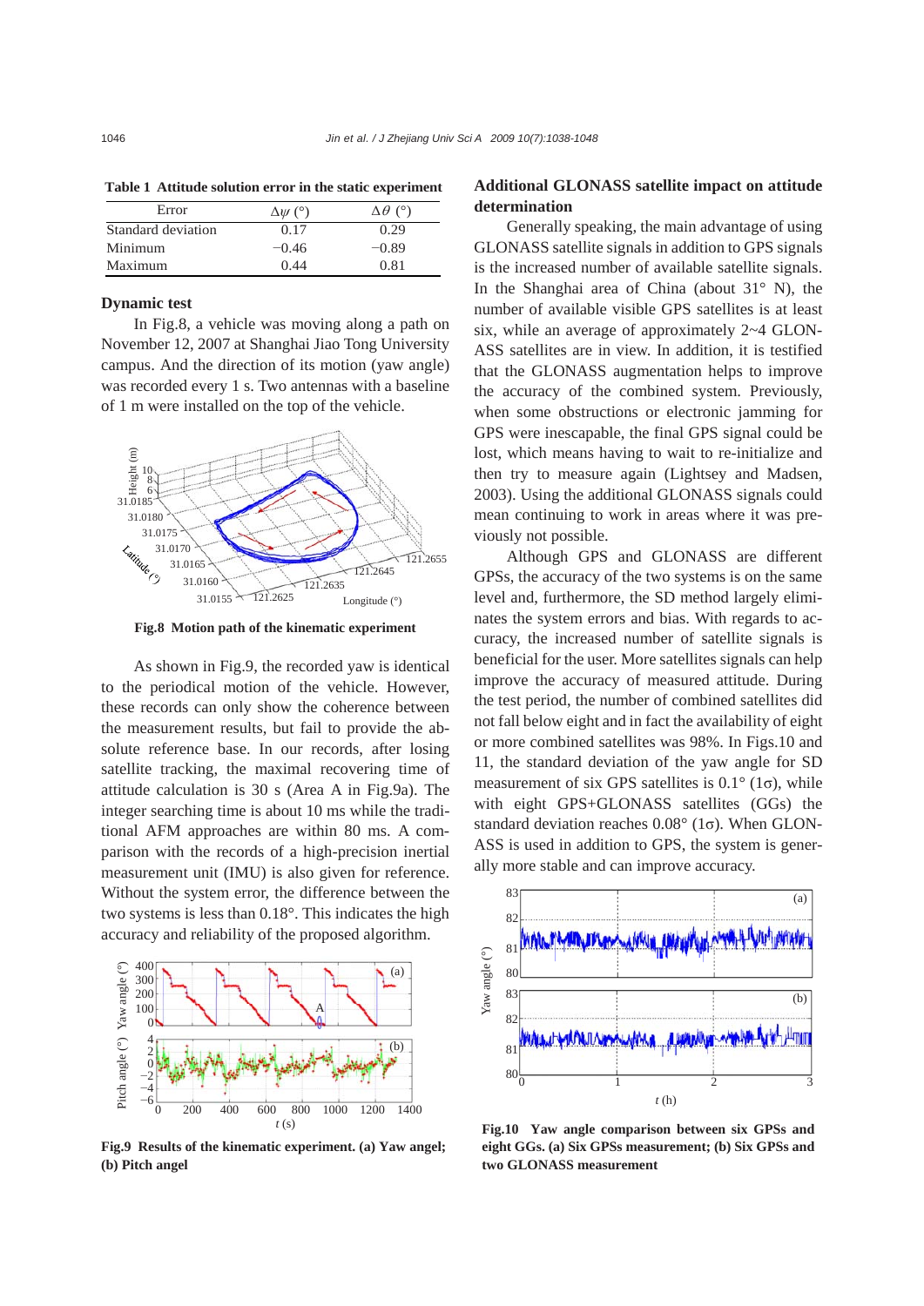**Table 1 Attitude solution error in the static experiment**

| Error | $\Delta\psi$ (°) | $\Delta\theta$ (°) |
|---|---|---|
| Standard deviation | 0.17 | 0.29 |
| Minimum | −0.46 | −0.89 |
| Maximum | 0.44 | 0.81 |

### Dynamic test

In Fig.8, a vehicle was moving along a path on November 12, 2007 at Shanghai Jiao Tong University campus. And the direction of its motion (yaw angle) was recorded every 1 s. Two antennas with a baseline of 1 m were installed on the top of the vehicle.

**Fig.8 Motion path of the kinematic experiment**

As shown in Fig.9, the recorded yaw is identical to the periodical motion of the vehicle. However, these records can only show the coherence between the measurement results, but fail to provide the absolute reference base. In our records, after losing satellite tracking, the maximal recovering time of attitude calculation is 30 s (Area A in Fig.9a). The integer searching time is about 10 ms while the traditional AFM approaches are within 80 ms. A comparison with the records of a high-precision inertial measurement unit (IMU) is also given for reference. Without the system error, the difference between the two systems is less than 0.18°. This indicates the high accuracy and reliability of the proposed algorithm.

**Fig.9 Results of the kinematic experiment. (a) Yaw angel; (b) Pitch angel**

### Additional GLONASS satellite impact on attitude determination

Generally speaking, the main advantage of using GLONASS satellite signals in addition to GPS signals is the increased number of available satellite signals. In the Shanghai area of China (about 31° N), the number of available visible GPS satellites is at least six, while an average of approximately 2~4 GLONASS satellites are in view. In addition, it is testified that the GLONASS augmentation helps to improve the accuracy of the combined system. Previously, when some obstructions or electronic jamming for GPS were inescapable, the final GPS signal could be lost, which means having to wait to re-initialize and then try to measure again (Lightsey and Madsen, 2003). Using the additional GLONASS signals could mean continuing to work in areas where it was previously not possible.

Although GPS and GLONASS are different GPSs, the accuracy of the two systems is on the same level and, furthermore, the SD method largely eliminates the system errors and bias. With regards to accuracy, the increased number of satellite signals is beneficial for the user. More satellites signals can help improve the accuracy of measured attitude. During the test period, the number of combined satellites did not fall below eight and in fact the availability of eight or more combined satellites was 98%. In Figs.10 and 11, the standard deviation of the yaw angle for SD measurement of six GPS satellites is 0.1° (1σ), while with eight GPS+GLONASS satellites (GGs) the standard deviation reaches 0.08° (1σ). When GLONASS is used in addition to GPS, the system is generally more stable and can improve accuracy.

**Fig.10 Yaw angle comparison between six GPSs and eight GGs. (a) Six GPSs measurement; (b) Six GPSs and two GLONASS measurement**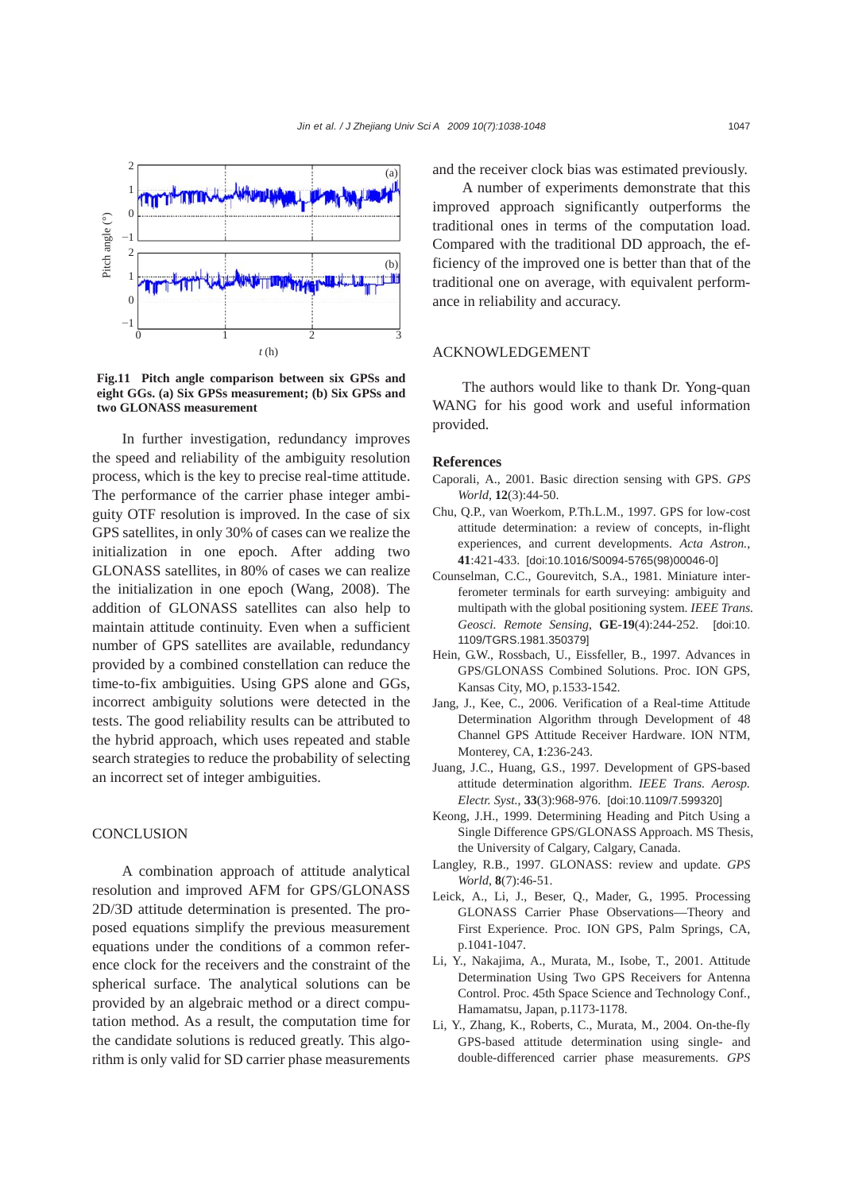**Fig.11 Pitch angle comparison between six GPSs and eight GGs. (a) Six GPSs measurement; (b) Six GPSs and two GLONASS measurement**

In further investigation, redundancy improves the speed and reliability of the ambiguity resolution process, which is the key to precise real-time attitude. The performance of the carrier phase integer ambiguity OTF resolution is improved. In the case of six GPS satellites, in only 30% of cases can we realize the initialization in one epoch. After adding two GLONASS satellites, in 80% of cases we can realize the initialization in one epoch (Wang, 2008). The addition of GLONASS satellites can also help to maintain attitude continuity. Even when a sufficient number of GPS satellites are available, redundancy provided by a combined constellation can reduce the time-to-fix ambiguities. Using GPS alone and GGs, incorrect ambiguity solutions were detected in the tests. The good reliability results can be attributed to the hybrid approach, which uses repeated and stable search strategies to reduce the probability of selecting an incorrect set of integer ambiguities.

## CONCLUSION

A combination approach of attitude analytical resolution and improved AFM for GPS/GLONASS 2D/3D attitude determination is presented. The proposed equations simplify the previous measurement equations under the conditions of a common reference clock for the receivers and the constraint of the spherical surface. The analytical solutions can be provided by an algebraic method or a direct computation method. As a result, the computation time for the candidate solutions is reduced greatly. This algorithm is only valid for SD carrier phase measurements and the receiver clock bias was estimated previously.

A number of experiments demonstrate that this improved approach significantly outperforms the traditional ones in terms of the computation load. Compared with the traditional DD approach, the efficiency of the improved one is better than that of the traditional one on average, with equivalent performance in reliability and accuracy.

## ACKNOWLEDGEMENT

The authors would like to thank Dr. Yong-quan WANG for his good work and useful information provided.

## References

Caporali, A., 2001. Basic direction sensing with GPS. *GPS World*, **12**(3):44-50.

Chu, Q.P., van Woerkom, P.Th.L.M., 1997. GPS for low-cost attitude determination: a review of concepts, in-flight experiences, and current developments. *Acta Astron.*, **41**:421-433. [doi:10.1016/S0094-5765(98)00046-0]

Counselman, C.C., Gourevitch, S.A., 1981. Miniature interferometer terminals for earth surveying: ambiguity and multipath with the global positioning system. *IEEE Trans. Geosci. Remote Sensing*, **GE-19**(4):244-252. [doi:10.1109/TGRS.1981.350379]

Hein, G.W., Rossbach, U., Eissfeller, B., 1997. Advances in GPS/GLONASS Combined Solutions. Proc. ION GPS, Kansas City, MO, p.1533-1542.

Jang, J., Kee, C., 2006. Verification of a Real-time Attitude Determination Algorithm through Development of 48 Channel GPS Attitude Receiver Hardware. ION NTM, Monterey, CA, **1**:236-243.

Juang, J.C., Huang, G.S., 1997. Development of GPS-based attitude determination algorithm. *IEEE Trans. Aerosp. Electr. Syst.*, **33**(3):968-976. [doi:10.1109/7.599320]

Keong, J.H., 1999. Determining Heading and Pitch Using a Single Difference GPS/GLONASS Approach. MS Thesis, the University of Calgary, Calgary, Canada.

Langley, R.B., 1997. GLONASS: review and update. *GPS World*, **8**(7):46-51.

Leick, A., Li, J., Beser, Q., Mader, G., 1995. Processing GLONASS Carrier Phase Observations—Theory and First Experience. Proc. ION GPS, Palm Springs, CA, p.1041-1047.

Li, Y., Nakajima, A., Murata, M., Isobe, T., 2001. Attitude Determination Using Two GPS Receivers for Antenna Control. Proc. 45th Space Science and Technology Conf., Hamamatsu, Japan, p.1173-1178.

Li, Y., Zhang, K., Roberts, C., Murata, M., 2004. On-the-fly GPS-based attitude determination using single- and double-differenced carrier phase measurements. *GPS*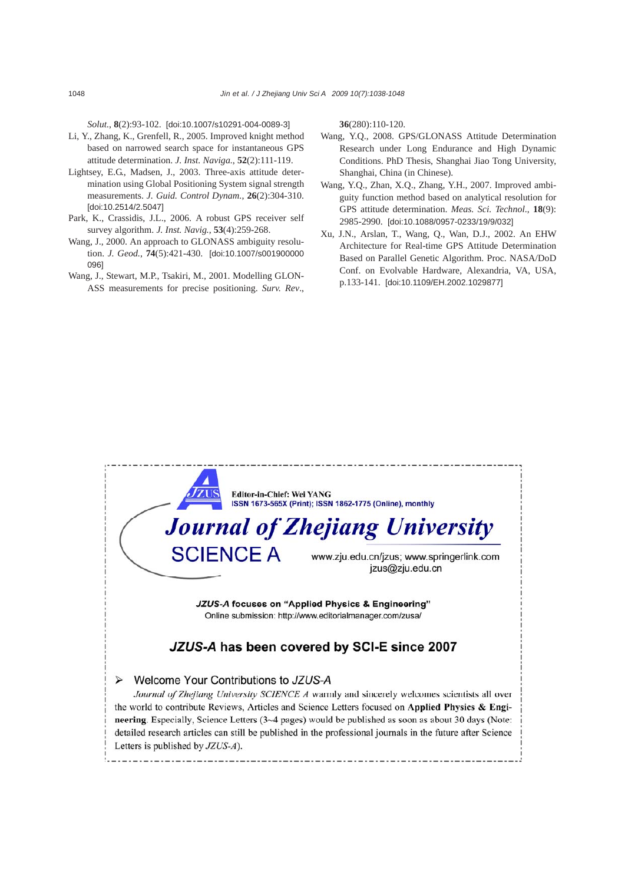*Solut.*, **8**(2):93-102. [doi:10.1007/s10291-004-0089-3]

Li, Y., Zhang, K., Grenfell, R., 2005. Improved knight method based on narrowed search space for instantaneous GPS attitude determination. *J. Inst. Naviga.*, **52**(2):111-119.

Lightsey, E.G., Madsen, J., 2003. Three-axis attitude determination using Global Positioning System signal strength measurements. *J. Guid. Control Dynam.*, **26**(2):304-310. [doi:10.2514/2.5047]

Park, K., Crassidis, J.L., 2006. A robust GPS receiver self survey algorithm. *J. Inst. Navig.*, **53**(4):259-268.

Wang, J., 2000. An approach to GLONASS ambiguity resolution. *J. Geod.*, **74**(5):421-430. [doi:10.1007/s001900000096]

Wang, J., Stewart, M.P., Tsakiri, M., 2001. Modelling GLONASS measurements for precise positioning. *Surv. Rev.*, **36**(280):110-120.

Wang, Y.Q., 2008. GPS/GLONASS Attitude Determination Research under Long Endurance and High Dynamic Conditions. PhD Thesis, Shanghai Jiao Tong University, Shanghai, China (in Chinese).

Wang, Y.Q., Zhan, X.Q., Zhang, Y.H., 2007. Improved ambiguity function method based on analytical resolution for GPS attitude determination. *Meas. Sci. Technol.*, **18**(9): 2985-2990. [doi:10.1088/0957-0233/19/9/032]

Xu, J.N., Arslan, T., Wang, Q., Wan, D.J., 2002. An EHW Architecture for Real-time GPS Attitude Determination Based on Parallel Genetic Algorithm. Proc. NASA/DoD Conf. on Evolvable Hardware, Alexandria, VA, USA, p.133-141. [doi:10.1109/EH.2002.1029877]

---

**Editor-in-Chief: Wei YANG**
**ISSN 1673-565X (Print); ISSN 1862-1775 (Online), monthly**

***Journal of Zhejiang University***
**SCIENCE A**

www.zju.edu.cn/jzus; www.springerlink.com
jzus@zju.edu.cn

***JZUS-A* focuses on "Applied Physics & Engineering"**
Online submission: http://www.editorialmanager.com/zusa/

## *JZUS-A* has been covered by SCI-E since 2007

➢ Welcome Your Contributions to *JZUS-A*

*Journal of Zhejiang University SCIENCE A* warmly and sincerely welcomes scientists all over the world to contribute Reviews, Articles and Science Letters focused on **Applied Physics & Engineering**. Especially, Science Letters (3~4 pages) would be published as soon as about 30 days (Note: detailed research articles can still be published in the professional journals in the future after Science Letters is published by *JZUS-A*).